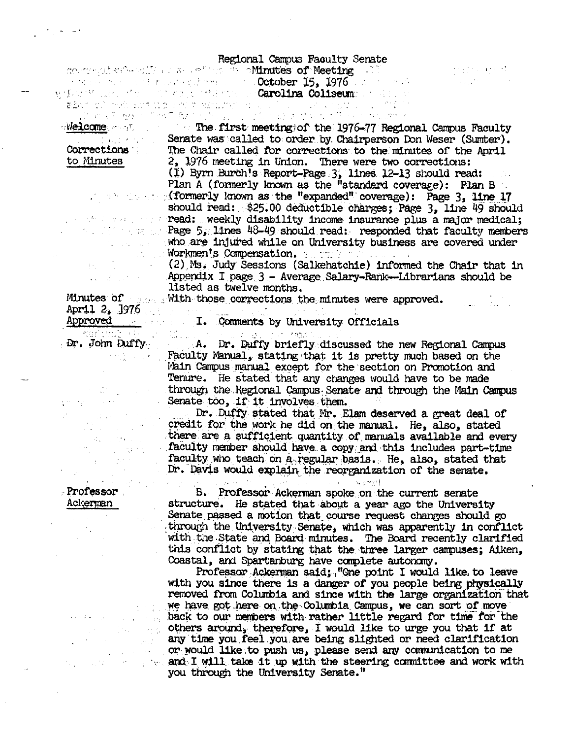Regional Campus Faculty Senate
Minutes of Meeting
October 15, 1976
Carolina Coliseum

**Welcome**

The first meeting of the 1976-77 Regional Campus Faculty Senate was called to order by Chairperson Don Weser (Sumter).

**Corrections to Minutes**

The Chair called for corrections to the minutes of the April 2, 1976 meeting in Union. There were two corrections:
(1) Byrn Burch's Report-Page 3, lines 12-13 should read: Plan A (formerly known as the "standard coverage): Plan B (formerly known as the "expanded" coverage): Page 3, line 17 should read: $25.00 deductible charges; Page 3, line 49 should read: weekly disability income insurance plus a major medical; Page 5, lines 48-49 should read: responded that faculty members who are injured while on University business are covered under Workmen's Compensation.
(2) Ms. Judy Sessions (Salkehatchie) informed the Chair that in Appendix I page 3 - Average Salary-Rank--Librarians should be listed as twelve months.

**Minutes of April 2, 1976 Approved**

With those corrections the minutes were approved.

I. Comments by University Officials

**Dr. John Duffy**

A. Dr. Duffy briefly discussed the new Regional Campus Faculty Manual, stating that it is pretty much based on the Main Campus manual except for the section on Promotion and Tenure. He stated that any changes would have to be made through the Regional Campus Senate and through the Main Campus Senate too, if it involves them.

Dr. Duffy stated that Mr. Elam deserved a great deal of credit for the work he did on the manual. He, also, stated there are a sufficient quantity of manuals available and every faculty member should have a copy and this includes part-time faculty who teach on a regular basis. He, also, stated that Dr. Davis would explain the reorganization of the senate.

**Professor Ackerman**

B. Professor Ackerman spoke on the current senate structure. He stated that about a year ago the University Senate passed a motion that course request changes should go through the University Senate, which was apparently in conflict with the State and Board minutes. The Board recently clarified this conflict by stating that the three larger campuses; Aiken, Coastal, and Spartanburg have complete autonomy.

Professor Ackerman said; "One point I would like to leave with you since there is a danger of you people being physically removed from Columbia and since with the large organization that we have got here on the Columbia Campus, we can sort of move back to our members with rather little regard for time for the others around, therefore, I would like to urge you that if at any time you feel you are being slighted or need clarification or would like to push us, please send any communication to me and I will take it up with the steering committee and work with you through the University Senate."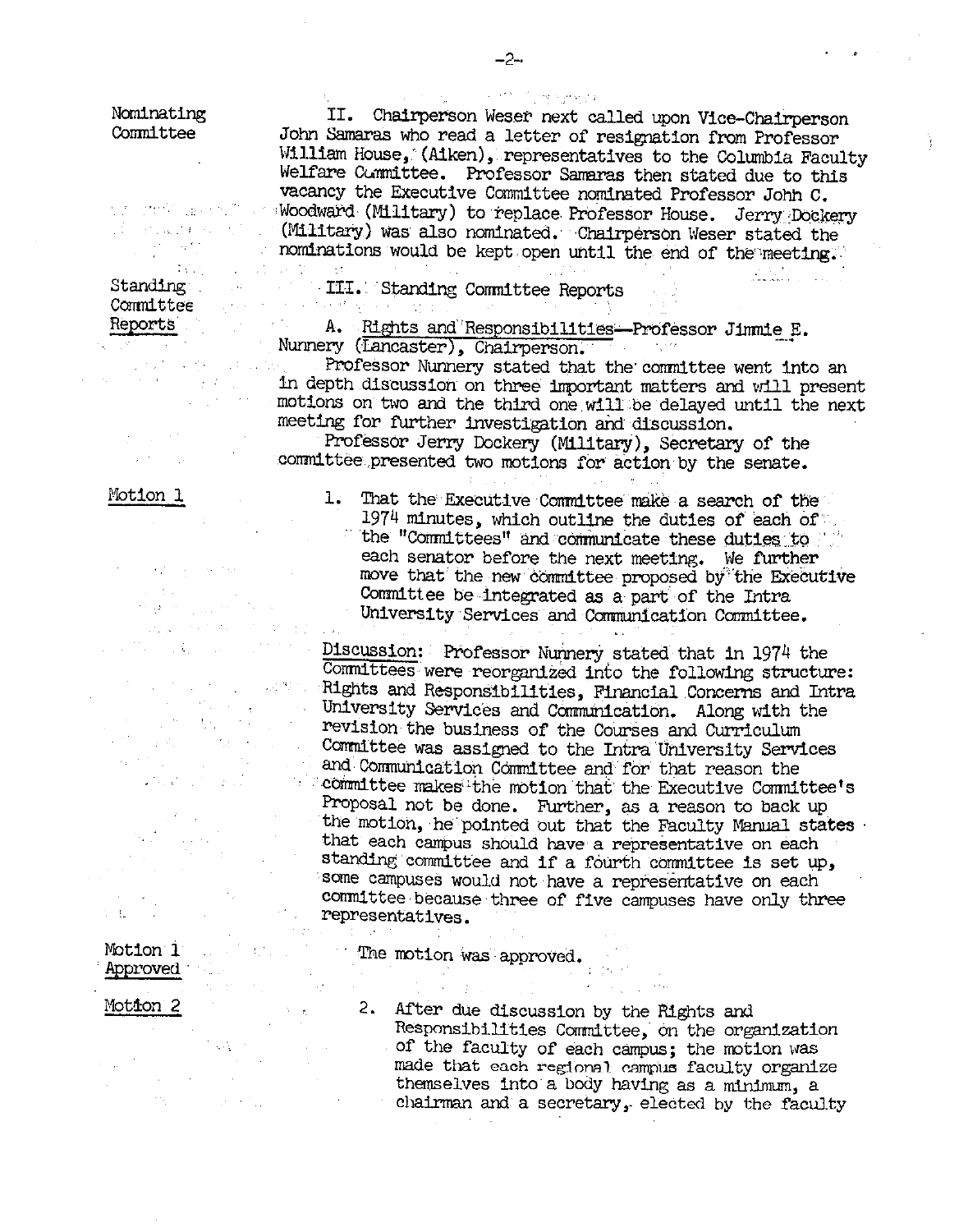Nominating Committee

II. Chairperson Weser next called upon Vice-Chairperson John Samaras who read a letter of resignation from Professor William House, (Aiken), representatives to the Columbia Faculty Welfare Committee. Professor Samaras then stated due to this vacancy the Executive Committee nominated Professor John C. Woodward (Military) to replace Professor House. Jerry Dockery (Military) was also nominated. Chairperson Weser stated the nominations would be kept open until the end of the meeting.

Standing Committee Reports

III. Standing Committee Reports

A. Rights and Responsibilities—Professor Jimmie E. Nunnery (Lancaster), Chairperson.

Professor Nunnery stated that the committee went into an in depth discussion on three important matters and will present motions on two and the third one will be delayed until the next meeting for further investigation and discussion.

Professor Jerry Dockery (Military), Secretary of the committee presented two motions for action by the senate.

Motion 1

1. That the Executive Committee make a search of the 1974 minutes, which outline the duties of each of the "Committees" and communicate these duties to each senator before the next meeting. We further move that the new committee proposed by the Executive Committee be integrated as a part of the Intra University Services and Communication Committee.

Discussion: Professor Nunnery stated that in 1974 the Committees were reorganized into the following structure: Rights and Responsibilities, Financial Concerns and Intra University Services and Communication. Along with the revision the business of the Courses and Curriculum Committee was assigned to the Intra University Services and Communication Committee and for that reason the committee makes the motion that the Executive Committee's Proposal not be done. Further, as a reason to back up the motion, he pointed out that the Faculty Manual states that each campus should have a representative on each standing committee and if a fourth committee is set up, some campuses would not have a representative on each committee because three of five campuses have only three representatives.

Motion 1 Approved

The motion was approved.

Motion 2

2. After due discussion by the Rights and Responsibilities Committee, on the organization of the faculty of each campus; the motion was made that each regional campus faculty organize themselves into a body having as a minimum, a chairman and a secretary, elected by the faculty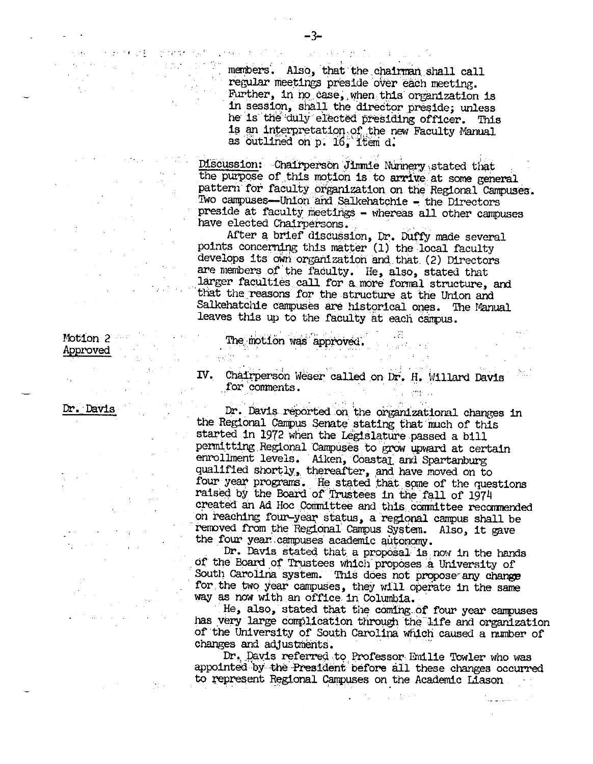members. Also, that the chairman shall call regular meetings preside over each meeting. Further, in no case, when this organization is in session, shall the director preside; unless he is the duly elected presiding officer. This is an interpretation of the new Faculty Manual as outlined on p. 16, item d.

Discussion: Chairperson Jimmie Nunnery stated that the purpose of this motion is to arrive at some general pattern for faculty organization on the Regional Campuses. Two campuses—Union and Salkehatchie - the Directors preside at faculty meetings - whereas all other campuses have elected Chairpersons.

After a brief discussion, Dr. Duffy made several points concerning this matter (1) the local faculty develops its own organization and that (2) Directors are members of the faculty. He, also, stated that larger faculties call for a more formal structure, and that the reasons for the structure at the Union and Salkehatchie campuses are historical ones. The Manual leaves this up to the faculty at each campus.

Motion 2 Approved

The motion was approved.

IV. Chairperson Weser called on Dr. H. Willard Davis for comments.

Dr. Davis

Dr. Davis reported on the organizational changes in the Regional Campus Senate stating that much of this started in 1972 when the Legislature passed a bill permitting Regional Campuses to grow upward at certain enrollment levels. Aiken, Coastal and Spartanburg qualified shortly, thereafter, and have moved on to four year programs. He stated that some of the questions raised by the Board of Trustees in the fall of 1974 created an Ad Hoc Committee and this committee recommended on reaching four-year status, a regional campus shall be removed from the Regional Campus System. Also, it gave the four year campuses academic autonomy.

Dr. Davis stated that a proposal is now in the hands of the Board of Trustees which proposes a University of South Carolina system. This does not propose any change for the two year campuses, they will operate in the same way as now with an office in Columbia.

He, also, stated that the coming of four year campuses has very large complication through the life and organization of the University of South Carolina which caused a number of changes and adjustments.

Dr. Davis referred to Professor Emilie Towler who was appointed by the President before all these changes occurred to represent Regional Campuses on the Academic Liason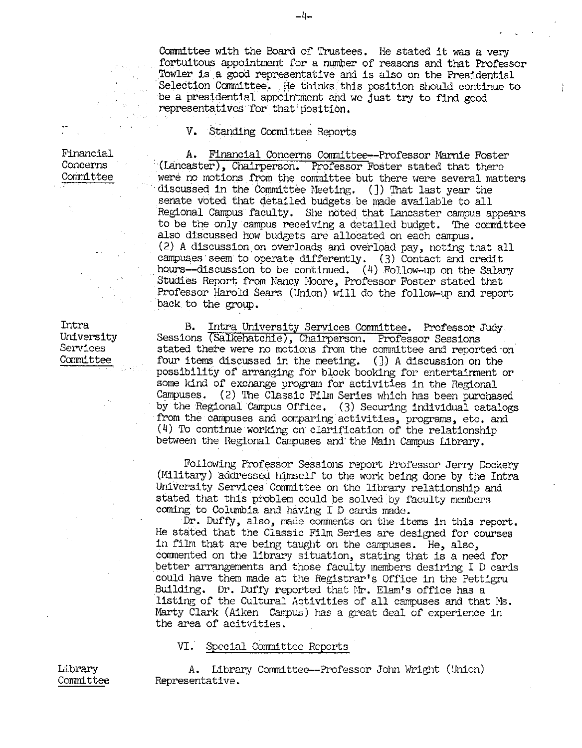Committee with the Board of Trustees. He stated it was a very fortuitous appointment for a number of reasons and that Professor Towler is a good representative and is also on the Presidential Selection Committee. He thinks this position should continue to be a presidential appointment and we just try to find good representatives for that position.

## V. Standing Committee Reports

**Financial Concerns Committee**

A. Financial Concerns Committee--Professor Marnie Foster (Lancaster), Chairperson. Professor Foster stated that there were no motions from the committee but there were several matters discussed in the Committee Meeting. (1) That last year the senate voted that detailed budgets be made available to all Regional Campus faculty. She noted that Lancaster campus appears to be the only campus receiving a detailed budget. The committee also discussed how budgets are allocated on each campus. (2) A discussion on overloads and overload pay, noting that all campuses seem to operate differently. (3) Contact and credit hours--discussion to be continued. (4) Follow-up on the Salary Studies Report from Nancy Moore, Professor Foster stated that Professor Harold Sears (Union) will do the follow-up and report back to the group.

**Intra University Services Committee**

B. Intra University Services Committee. Professor Judy Sessions (Salkehatchie), Chairperson. Professor Sessions stated there were no motions from the committee and reported on four items discussed in the meeting. (1) A discussion on the possibility of arranging for block booking for entertainment or some kind of exchange program for activities in the Regional Campuses. (2) The Classic Film Series which has been purchased by the Regional Campus Office. (3) Securing individual catalogs from the campuses and comparing activities, programs, etc. and (4) To continue working on clarification of the relationship between the Regional Campuses and the Main Campus Library.

Following Professor Sessions report Professor Jerry Dockery (Military) addressed himself to the work being done by the Intra University Services Committee on the library relationship and stated that this problem could be solved by faculty members coming to Columbia and having I D cards made.

Dr. Duffy, also, made comments on the items in this report. He stated that the Classic Film Series are designed for courses in film that are being taught on the campuses. He, also, commented on the library situation, stating that is a need for better arrangements and those faculty members desiring I D cards could have them made at the Registrar's Office in the Pettigru Building. Dr. Duffy reported that Mr. Elam's office has a listing of the Cultural Activities of all campuses and that Ms. Marty Clark (Aiken Campus) has a great deal of experience in the area of acitvities.

## VI. Special Committee Reports

**Library Committee**

A. Library Committee--Professor John Wright (Union) Representative.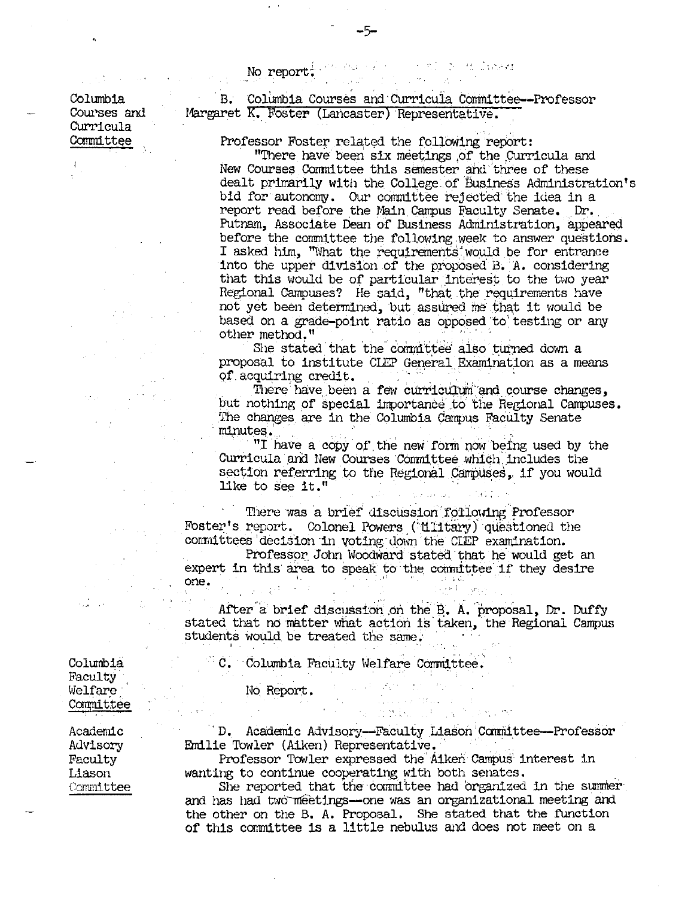No report.

Columbia Courses and Curricula Committee

B. Columbia Courses and Curricula Committee--Professor Margaret K. Foster (Lancaster) Representative.

Professor Foster related the following report:

"There have been six meetings of the Curricula and New Courses Committee this semester and three of these dealt primarily with the College of Business Administration's bid for autonomy. Our committee rejected the idea in a report read before the Main Campus Faculty Senate. Dr. Putnam, Associate Dean of Business Administration, appeared before the committee the following week to answer questions. I asked him, "What the requirements would be for entrance into the upper division of the proposed B. A. considering that this would be of particular interest to the two year Regional Campuses? He said, "that the requirements have not yet been determined, but assured me that it would be based on a grade-point ratio as opposed to testing or any other method."

She stated that the committee also turned down a proposal to institute CLEP General Examination as a means of acquiring credit.

There have been a few curriculum and course changes, but nothing of special importance to the Regional Campuses. The changes are in the Columbia Campus Faculty Senate minutes.

"I have a copy of the new form now being used by the Curricula and New Courses Committee which includes the section referring to the Regional Campuses, if you would like to see it."

There was a brief discussion following Professor Foster's report. Colonel Powers (Military) questioned the committees decision in voting down the CLEP examination.

Professor John Woodward stated that he would get an expert in this area to speak to the committee if they desire one.

After a brief discussion on the B. A. proposal, Dr. Duffy stated that no matter what action is taken, the Regional Campus students would be treated the same.

Columbia Faculty Welfare Committee

C. Columbia Faculty Welfare Committee.

No Report.

Academic Advisory Faculty Liason Committee

D. Academic Advisory--Faculty Liason Committee--Professor Emilie Towler (Aiken) Representative.

Professor Towler expressed the Aiken Campus interest in wanting to continue cooperating with both senates.

She reported that the committee had organized in the summer and has had two meetings--one was an organizational meeting and the other on the B. A. Proposal. She stated that the function of this committee is a little nebulus and does not meet on a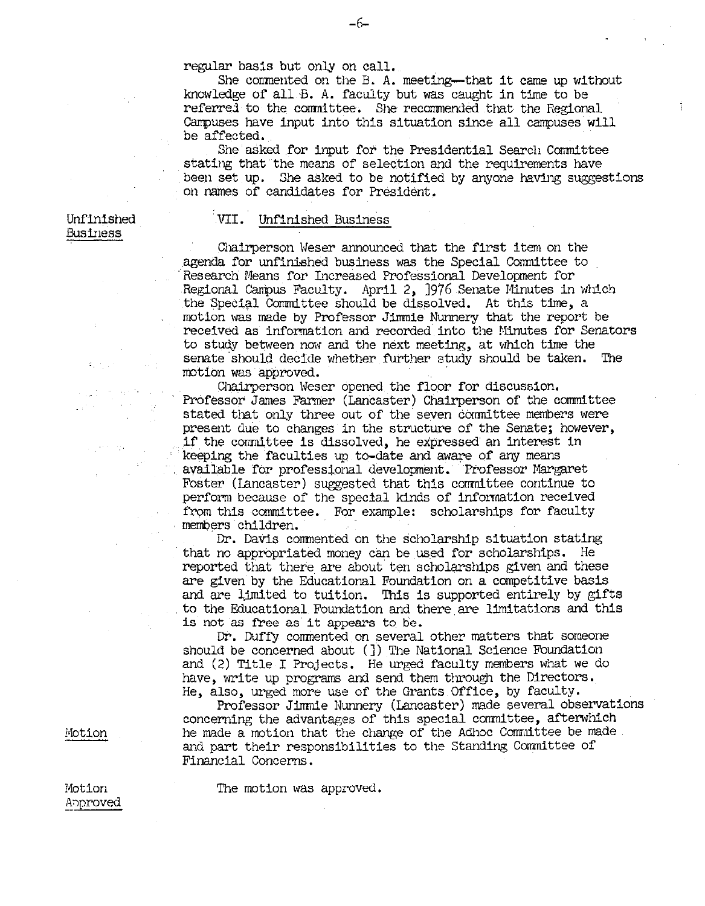regular basis but only on call.

She commented on the B. A. meeting—that it came up without knowledge of all B. A. faculty but was caught in time to be referred to the committee. She recommended that the Regional Campuses have input into this situation since all campuses will be affected.

She asked for input for the Presidential Search Committee stating that the means of selection and the requirements have been set up. She asked to be notified by anyone having suggestions on names of candidates for President.

**Unfinished Business**

## VII. Unfinished Business

Chairperson Weser announced that the first item on the agenda for unfinished business was the Special Committee to Research Means for Increased Professional Development for Regional Campus Faculty. April 2, 1976 Senate Minutes in which the Special Committee should be dissolved. At this time, a motion was made by Professor Jimmie Nunnery that the report be received as information and recorded into the Minutes for Senators to study between now and the next meeting, at which time the senate should decide whether further study should be taken. The motion was approved.

Chairperson Weser opened the floor for discussion. Professor James Farmer (Lancaster) Chairperson of the committee stated that only three out of the seven committee members were present due to changes in the structure of the Senate; however, if the committee is dissolved, he expressed an interest in keeping the faculties up to-date and aware of any means available for professional development. Professor Margaret Foster (Lancaster) suggested that this committee continue to perform because of the special kinds of information received from this committee. For example: scholarships for faculty members children.

Dr. Davis commented on the scholarship situation stating that no appropriated money can be used for scholarships. He reported that there are about ten scholarships given and these are given by the Educational Foundation on a competitive basis and are limited to tuition. This is supported entirely by gifts to the Educational Foundation and there are limitations and this is not as free as it appears to be.

Dr. Duffy commented on several other matters that someone should be concerned about (1) The National Science Foundation and (2) Title I Projects. He urged faculty members what we do have, write up programs and send them through the Directors. He, also, urged more use of the Grants Office, by faculty.

**Motion**

Professor Jimmie Nunnery (Lancaster) made several observations concerning the advantages of this special committee, afterwhich he made a motion that the change of the Adhoc Committee be made and part their responsibilities to the Standing Committee of Financial Concerns.

**Motion Approved**

The motion was approved.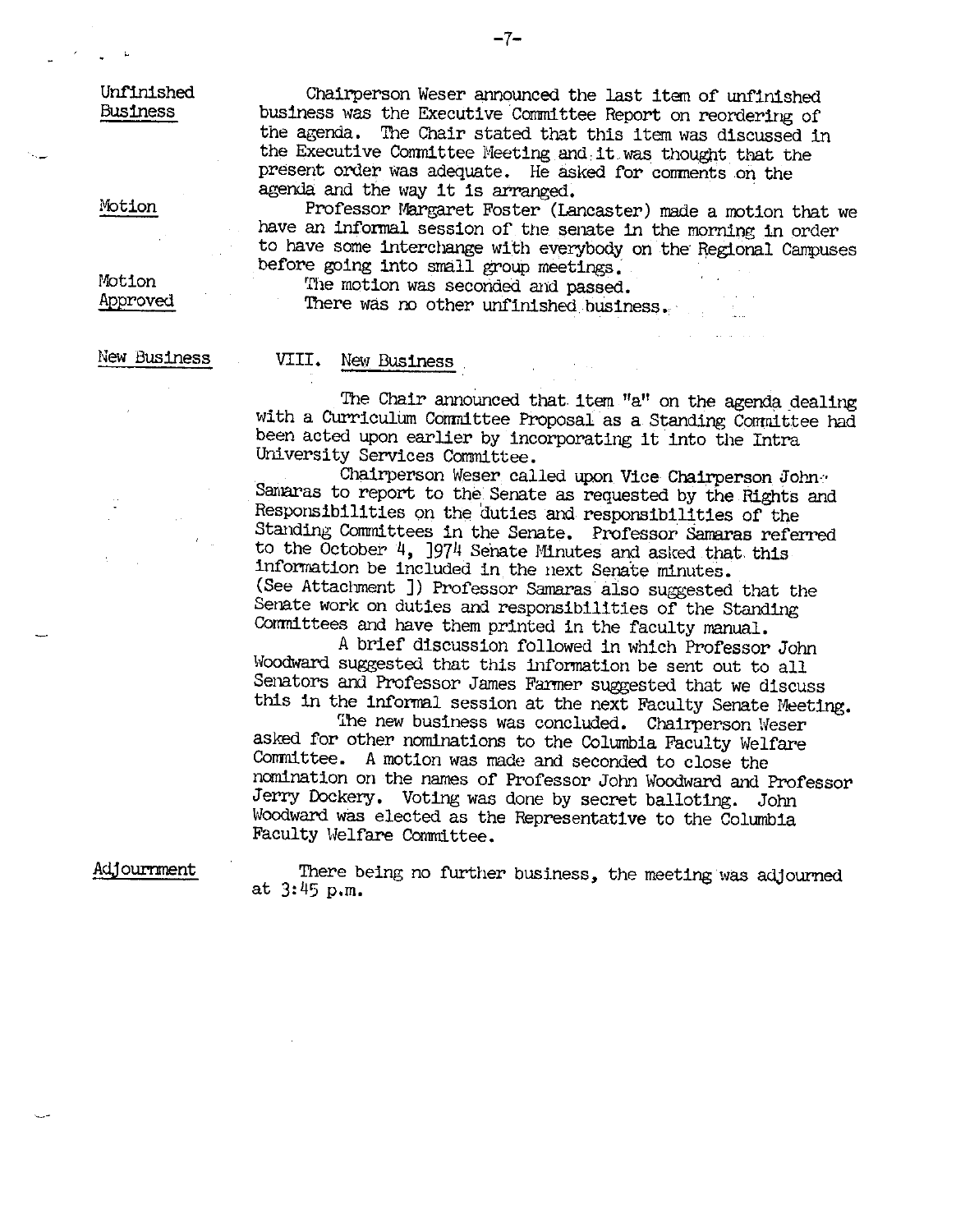**Unfinished Business**

Chairperson Weser announced the last item of unfinished business was the Executive Committee Report on reordering of the agenda. The Chair stated that this item was discussed in the Executive Committee Meeting and it was thought that the present order was adequate. He asked for comments on the agenda and the way it is arranged.

**Motion**

Professor Margaret Foster (Lancaster) made a motion that we have an informal session of the senate in the morning in order to have some interchange with everybody on the Regional Campuses before going into small group meetings.

**Motion Approved**

The motion was seconded and passed.

There was no other unfinished business.

**New Business**

VIII. New Business

The Chair announced that item "a" on the agenda dealing with a Curriculum Committee Proposal as a Standing Committee had been acted upon earlier by incorporating it into the Intra University Services Committee.

Chairperson Weser called upon Vice Chairperson John Samaras to report to the Senate as requested by the Rights and Responsibilities on the duties and responsibilities of the Standing Committees in the Senate. Professor Samaras referred to the October 4, 1974 Senate Minutes and asked that this information be included in the next Senate minutes. (See Attachment 1) Professor Samaras also suggested that the Senate work on duties and responsibilities of the Standing Committees and have them printed in the faculty manual.

A brief discussion followed in which Professor John Woodward suggested that this information be sent out to all Senators and Professor James Farmer suggested that we discuss this in the informal session at the next Faculty Senate Meeting.

The new business was concluded. Chairperson Weser asked for other nominations to the Columbia Faculty Welfare Committee. A motion was made and seconded to close the nomination on the names of Professor John Woodward and Professor Jerry Dockery. Voting was done by secret balloting. John Woodward was elected as the Representative to the Columbia Faculty Welfare Committee.

**Adjournment**

There being no further business, the meeting was adjourned at 3:45 p.m.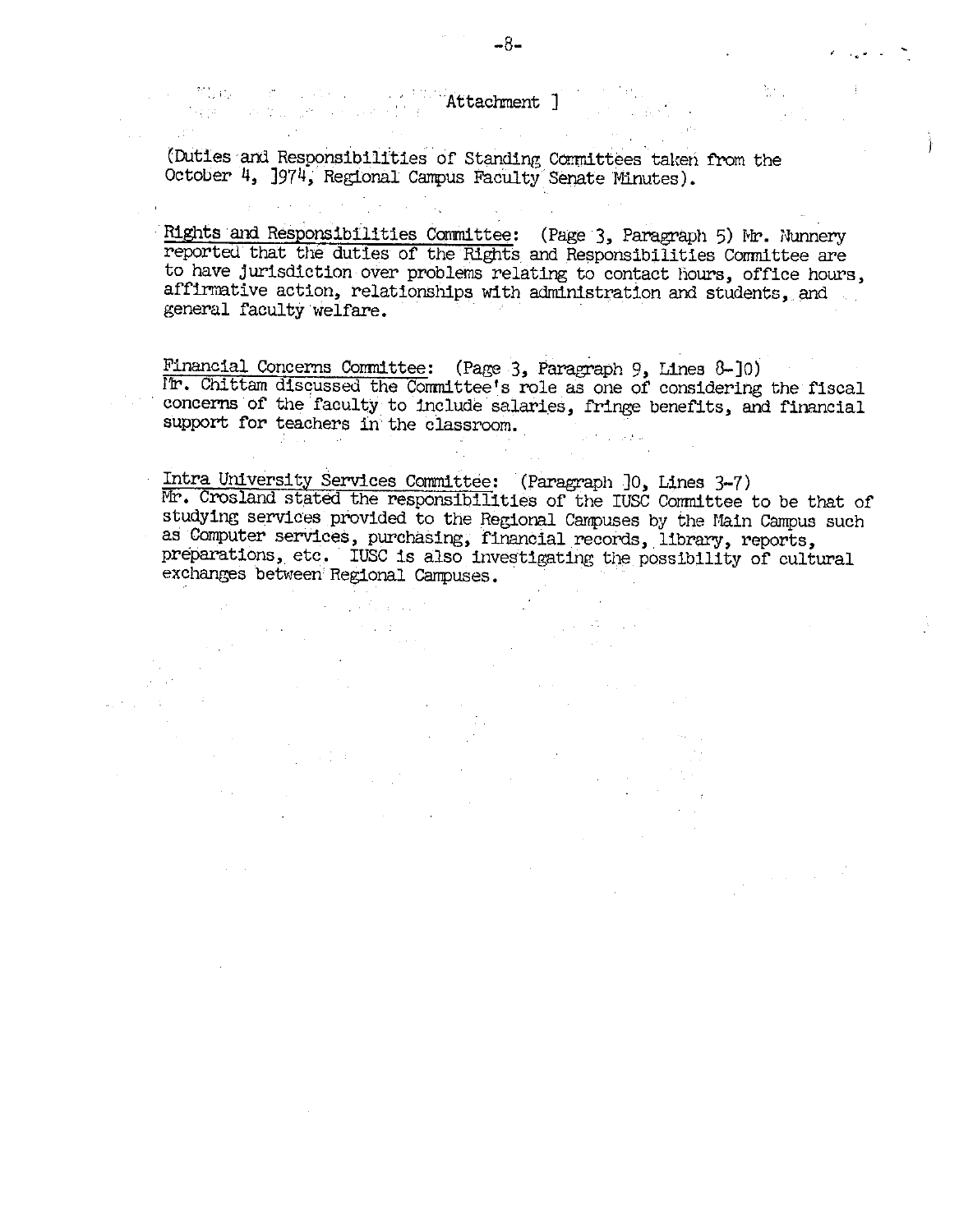Attachment 1

(Duties and Responsibilities of Standing Committees taken from the October 4, 1974, Regional Campus Faculty Senate Minutes).

Rights and Responsibilities Committee: (Page 3, Paragraph 5) Mr. Nunnery reported that the duties of the Rights and Responsibilities Committee are to have jurisdiction over problems relating to contact hours, office hours, affirmative action, relationships with administration and students, and general faculty welfare.

Financial Concerns Committee: (Page 3, Paragraph 9, Lines 8-10) Mr. Chittam discussed the Committee's role as one of considering the fiscal concerns of the faculty to include salaries, fringe benefits, and financial support for teachers in the classroom.

Intra University Services Committee: (Paragraph 10, Lines 3-7) Mr. Crosland stated the responsibilities of the IUSC Committee to be that of studying services provided to the Regional Campuses by the Main Campus such as Computer services, purchasing, financial records, library, reports, preparations, etc. IUSC is also investigating the possibility of cultural exchanges between Regional Campuses.